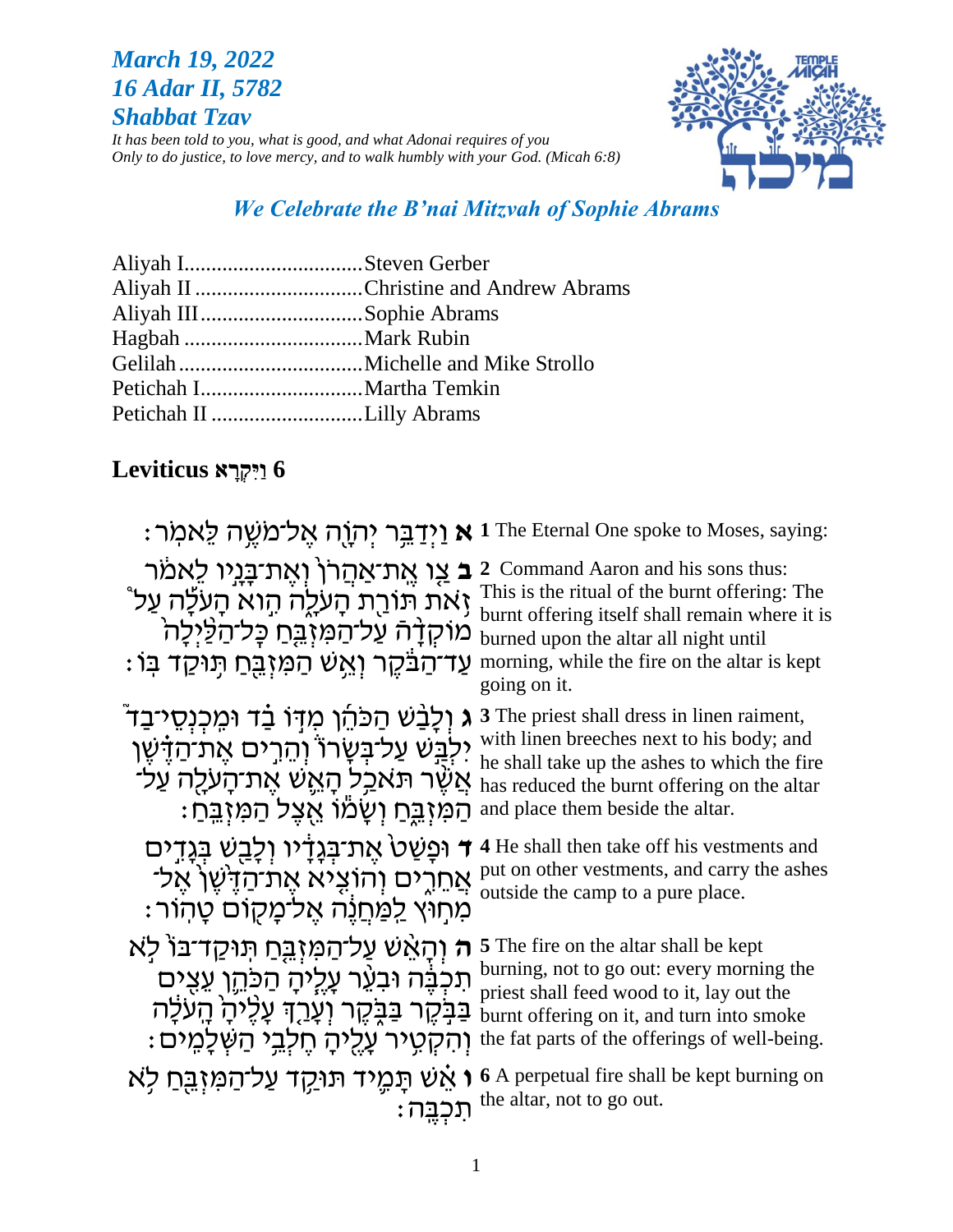***March 19, 2022***
***16 Adar II, 5782***
***Shabbat Tzav***

*It has been told to you, what is good, and what Adonai requires of you*
*Only to do justice, to love mercy, and to walk humbly with your God. (Micah 6:8)*

## *We Celebrate the B'nai Mitzvah of Sophie Abrams*

Aliyah I................................Steven Gerber
Aliyah II ..............................Christine and Andrew Abrams
Aliyah III.............................Sophie Abrams
Hagbah ................................Mark Rubin
Gelilah.................................Michelle and Mike Strollo
Petichah I.............................Martha Temkin
Petichah II ...........................Lilly Abrams

### Leviticus וַיִּקְרָא 6

| | |
|---|---|
| **א** וַיְדַבֵּר יְהוָה אֶל־מֹשֶׁה לֵּאמֹר׃ | **1** The Eternal One spoke to Moses, saying: |
| **ב** צַו אֶת־אַהֲרֹן וְאֶת־בָּנָיו לֵאמֹר זֹאת תּוֹרַת הָעֹלָה הִוא הָעֹלָה עַל מוֹקְדָה עַל־הַמִּזְבֵּחַ כָּל־הַלַּיְלָה עַד־הַבֹּקֶר וְאֵשׁ הַמִּזְבֵּחַ תּוּקַד בּוֹ׃ | **2** Command Aaron and his sons thus: This is the ritual of the burnt offering: The burnt offering itself shall remain where it is burned upon the altar all night until morning, while the fire on the altar is kept going on it. |
| **ג** וְלָבַשׁ הַכֹּהֵן מִדּוֹ בַד וּמִכְנְסֵי־בַד יִלְבַּשׁ עַל־בְּשָׂרוֹ וְהֵרִים אֶת־הַדֶּשֶׁן אֲשֶׁר תֹּאכַל הָאֵשׁ אֶת־הָעֹלָה עַל־הַמִּזְבֵּחַ וְשָׂמוֹ אֵצֶל הַמִּזְבֵּחַ׃ | **3** The priest shall dress in linen raiment, with linen breeches next to his body; and he shall take up the ashes to which the fire has reduced the burnt offering on the altar and place them beside the altar. |
| **ד** וּפָשַׁט אֶת־בְּגָדָיו וְלָבַשׁ בְּגָדִים אֲחֵרִים וְהוֹצִיא אֶת־הַדֶּשֶׁן אֶל־מִחוּץ לַמַּחֲנֶה אֶל־מָקוֹם טָהוֹר׃ | **4** He shall then take off his vestments and put on other vestments, and carry the ashes outside the camp to a pure place. |
| **ה** וְהָאֵשׁ עַל־הַמִּזְבֵּחַ תּוּקַד־בּוֹ לֹא תִכְבֶּה וּבִעֵר עָלֶיהָ הַכֹּהֵן עֵצִים בַּבֹּקֶר בַּבֹּקֶר וְעָרַךְ עָלֶיהָ הָעֹלָה וְהִקְטִיר עָלֶיהָ חֶלְבֵי הַשְּׁלָמִים׃ | **5** The fire on the altar shall be kept burning, not to go out: every morning the priest shall feed wood to it, lay out the burnt offering on it, and turn into smoke the fat parts of the offerings of well-being. |
| **ו** אֵשׁ תָּמִיד תּוּקַד עַל־הַמִּזְבֵּחַ לֹא תִכְבֶּה׃ | **6** A perpetual fire shall be kept burning on the altar, not to go out. |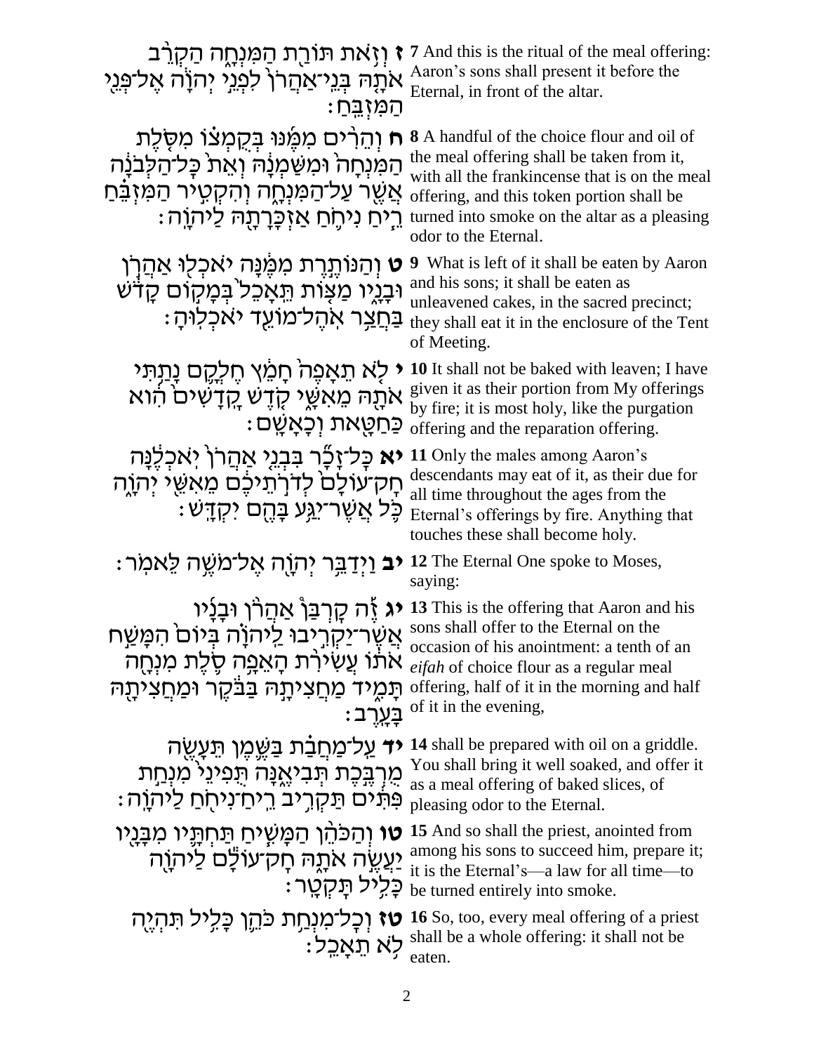| | |
|---|---|
| **ז** וְזֹ֥את תּוֹרַ֖ת הַמִּנְחָ֑ה הַקְרֵ֨ב אֹתָ֤הּ בְּנֵֽי־אַהֲרֹן֙ לִפְנֵ֣י יְהֹוָ֔ה אֶל־פְּנֵ֖י הַמִּזְבֵּֽחַ׃ | **7** And this is the ritual of the meal offering: Aaron's sons shall present it before the Eternal, in front of the altar. |
| **ח** וְהֵרִ֨ים מִמֶּ֜נּוּ בְּקֻמְצ֗וֹ מִסֹּ֤לֶת הַמִּנְחָה֙ וּמִשַּׁמְנָ֔הּ וְאֵת֙ כׇּל־הַלְּבֹנָ֔ה אֲשֶׁ֖ר עַל־הַמִּנְחָ֑ה וְהִקְטִ֣יר הַמִּזְבֵּ֗חַ רֵ֧יחַ נִיחֹ֛חַ אַזְכָּרָתָ֖הּ לַיהֹוָֽה׃ | **8** A handful of the choice flour and oil of the meal offering shall be taken from it, with all the frankincense that is on the meal offering, and this token portion shall be turned into smoke on the altar as a pleasing odor to the Eternal. |
| **ט** וְהַנּוֹתֶ֣רֶת מִמֶּ֔נָּה יֹאכְל֖וּ אַהֲרֹ֣ן וּבָנָ֑יו מַצּ֤וֹת תֵּֽאָכֵל֙ בְּמָק֣וֹם קָדֹ֔שׁ בַּחֲצַ֥ר אֹֽהֶל־מוֹעֵ֖ד יֹאכְלֽוּהָ׃ | **9** What is left of it shall be eaten by Aaron and his sons; it shall be eaten as unleavened cakes, in the sacred precinct; they shall eat it in the enclosure of the Tent of Meeting. |
| **י** לֹ֤א תֵאָפֶה֙ חָמֵ֔ץ חֶלְקָ֛ם נָתַ֥תִּי אֹתָ֖הּ מֵאִשָּׁ֑י קֹ֤דֶשׁ קׇֽדָשִׁים֙ הִ֔וא כַּֽחַטָּ֖את וְכָאָשָֽׁם׃ | **10** It shall not be baked with leaven; I have given it as their portion from My offerings by fire; it is most holy, like the purgation offering and the reparation offering. |
| **יא** כׇּל־זָכָ֞ר בִּבְנֵ֤י אַהֲרֹן֙ יֹֽאכְלֶ֔נָּה חׇק־עוֹלָם֙ לְדֹרֹ֣תֵיכֶ֔ם מֵאִשֵּׁ֖י יְהֹוָ֑ה כֹּ֛ל אֲשֶׁר־יִגַּ֥ע בָּהֶ֖ם יִקְדָּֽשׁ׃ | **11** Only the males among Aaron's descendants may eat of it, as their due for all time throughout the ages from the Eternal's offerings by fire. Anything that touches these shall become holy. |
| **יב** וַיְדַבֵּ֥ר יְהֹוָ֖ה אֶל־מֹשֶׁ֥ה לֵּאמֹֽר׃ | **12** The Eternal One spoke to Moses, saying: |
| **יג** זֶ֞ה קׇרְבַּ֨ן אַהֲרֹ֜ן וּבָנָ֗יו אֲשֶׁר־יַקְרִ֣יבוּ לַֽיהֹוָ֗ה בְּיוֹם֙ הִמָּשַׁ֣ח אֹת֔וֹ עֲשִׂירִ֨ת הָאֵפָ֥ה סֹ֛לֶת מִנְחָ֖ה תָּמִ֑יד מַחֲצִיתָ֣הּ בַּבֹּ֔קֶר וּמַחֲצִיתָ֖הּ בָּעָֽרֶב׃ | **13** This is the offering that Aaron and his sons shall offer to the Eternal on the occasion of his anointment: a tenth of an *eifah* of choice flour as a regular meal offering, half of it in the morning and half of it in the evening, |
| **יד** עַֽל־מַחֲבַ֗ת בַּשֶּׁ֛מֶן תֵּעָשֶׂ֖ה מֻרְבֶּ֣כֶת תְּבִיאֶ֑נָּה תֻּפִינֵי֙ מִנְחַ֣ת פִּתִּ֔ים תַּקְרִ֥יב רֵֽיחַ־נִיחֹ֖חַ לַיהֹוָֽה׃ | **14** shall be prepared with oil on a griddle. You shall bring it well soaked, and offer it as a meal offering of baked slices, of pleasing odor to the Eternal. |
| **טו** וְהַכֹּהֵ֨ן הַמָּשִׁ֧יחַ תַּחְתָּ֛יו מִבָּנָ֖יו יַעֲשֶׂ֣ה אֹתָ֑הּ חׇק־עוֹלָ֕ם לַיהֹוָ֖ה כָּלִ֥יל תׇּקְטָֽר׃ | **15** And so shall the priest, anointed from among his sons to succeed him, prepare it; it is the Eternal's—a law for all time—to be turned entirely into smoke. |
| **טז** וְכׇל־מִנְחַ֥ת כֹּהֵ֛ן כָּלִ֥יל תִּהְיֶ֖ה לֹ֥א תֵאָכֵֽל׃ | **16** So, too, every meal offering of a priest shall be a whole offering: it shall not be eaten. |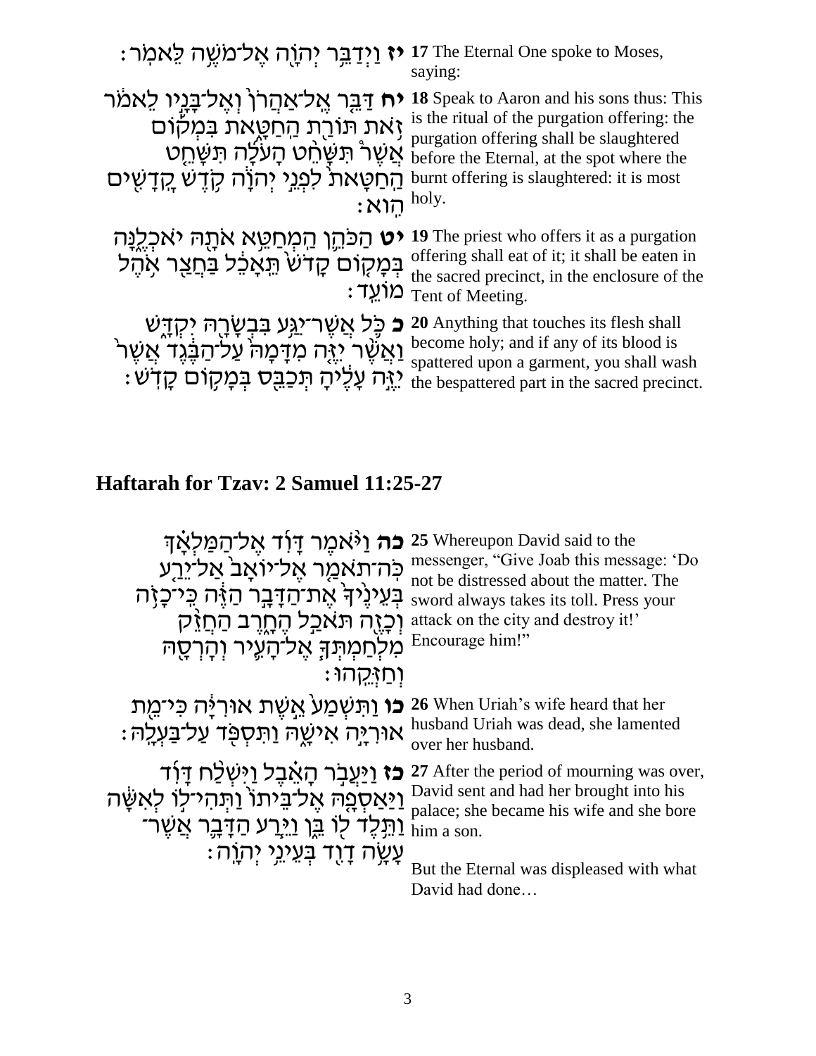| | |
|---|---|
| **יז** וַיְדַבֵּ֥ר יְהֹוָ֖ה אֶל־מֹשֶׁ֥ה לֵּאמֹֽר׃ | **17** The Eternal One spoke to Moses, saying: |
| **יח** דַּבֵּ֤ר אֶֽל־אַהֲרֹן֙ וְאֶל־בָּנָ֣יו לֵאמֹ֔ר זֹ֥את תּוֹרַ֖ת הַֽחַטָּ֑את בִּמְק֡וֹם אֲשֶׁ֣ר תִּשָּׁחֵ֣ט הָעֹלָ֡ה תִּשָּׁחֵ֨ט הַֽחַטָּ֜את לִפְנֵ֣י יְהֹוָ֗ה קֹ֥דֶשׁ קׇֽדָשִׁ֖ים הִֽוא׃ | **18** Speak to Aaron and his sons thus: This is the ritual of the purgation offering: the purgation offering shall be slaughtered before the Eternal, at the spot where the burnt offering is slaughtered: it is most holy. |
| **יט** הַכֹּהֵ֛ן הַֽמְחַטֵּ֥א אֹתָ֖הּ יֹאכְלֶ֑נָּה בְּמָק֤וֹם קָדֹשׁ֙ תֵּֽאָכֵ֔ל בַּחֲצַ֖ר אֹ֥הֶל מוֹעֵֽד׃ | **19** The priest who offers it as a purgation offering shall eat of it; it shall be eaten in the sacred precinct, in the enclosure of the Tent of Meeting. |
| **כ** כֹּ֛ל אֲשֶׁר־יִגַּ֥ע בִּבְשָׂרָ֖הּ יִקְדָּ֑שׁ וַאֲשֶׁ֨ר יִזֶּ֤ה מִדָּמָהּ֙ עַל־הַבֶּ֔גֶד אֲשֶׁר֙ יִזֶּ֣ה עָלֶ֔יהָ תְּכַבֵּ֖ס בְּמָק֥וֹם קָדֹֽשׁ׃ | **20** Anything that touches its flesh shall become holy; and if any of its blood is spattered upon a garment, you shall wash the bespattered part in the sacred precinct. |

## Haftarah for Tzav: 2 Samuel 11:25-27

| | |
|---|---|
| **כה** וַיֹּ֨אמֶר דָּוִ֜ד אֶל־הַמַּלְאָ֗ךְ כֹּֽה־תֹאמַ֤ר אֶל־יוֹאָב֙ אַל־יֵרַ֤ע בְּעֵינֶ֙יךָ֙ אֶת־הַדָּבָ֣ר הַזֶּ֔ה כִּֽי־כָזֹ֥ה וְכָזֶ֖ה תֹּאכַ֣ל הֶחָ֑רֶב הַחֲזֵ֨ק מִלְחַמְתְּךָ֧ אֶל־הָעִ֛יר וְהׇרְסָ֖הּ וְחַזְּקֵֽהוּ׃ | **25** Whereupon David said to the messenger, "Give Joab this message: 'Do not be distressed about the matter. The sword always takes its toll. Press your attack on the city and destroy it!' Encourage him!" |
| **כו** וַתִּשְׁמַע֙ אֵ֣שֶׁת אוּרִיָּ֔ה כִּי־מֵ֖ת אוּרִיָּ֣ה אִישָׁ֑הּ וַתִּסְפֹּ֖ד עַל־בַּעְלָֽהּ׃ | **26** When Uriah's wife heard that her husband Uriah was dead, she lamented over her husband. |
| **כז** וַיַּעֲבֹ֣ר הָאֵ֗בֶל וַיִּשְׁלַ֨ח דָּוִ֜ד וַיַּאַסְפָ֤הּ אֶל־בֵּיתוֹ֙ וַתְּהִי־ל֣וֹ לְאִשָּׁ֔ה וַתֵּ֥לֶד ל֖וֹ בֵּ֑ן וַיֵּ֧רַע הַדָּבָ֛ר אֲשֶׁר־עָשָׂ֥ה דָוִ֖ד בְּעֵינֵ֥י יְהֹוָֽה׃ | **27** After the period of mourning was over, David sent and had her brought into his palace; she became his wife and she bore him a son. But the Eternal was displeased with what David had done… |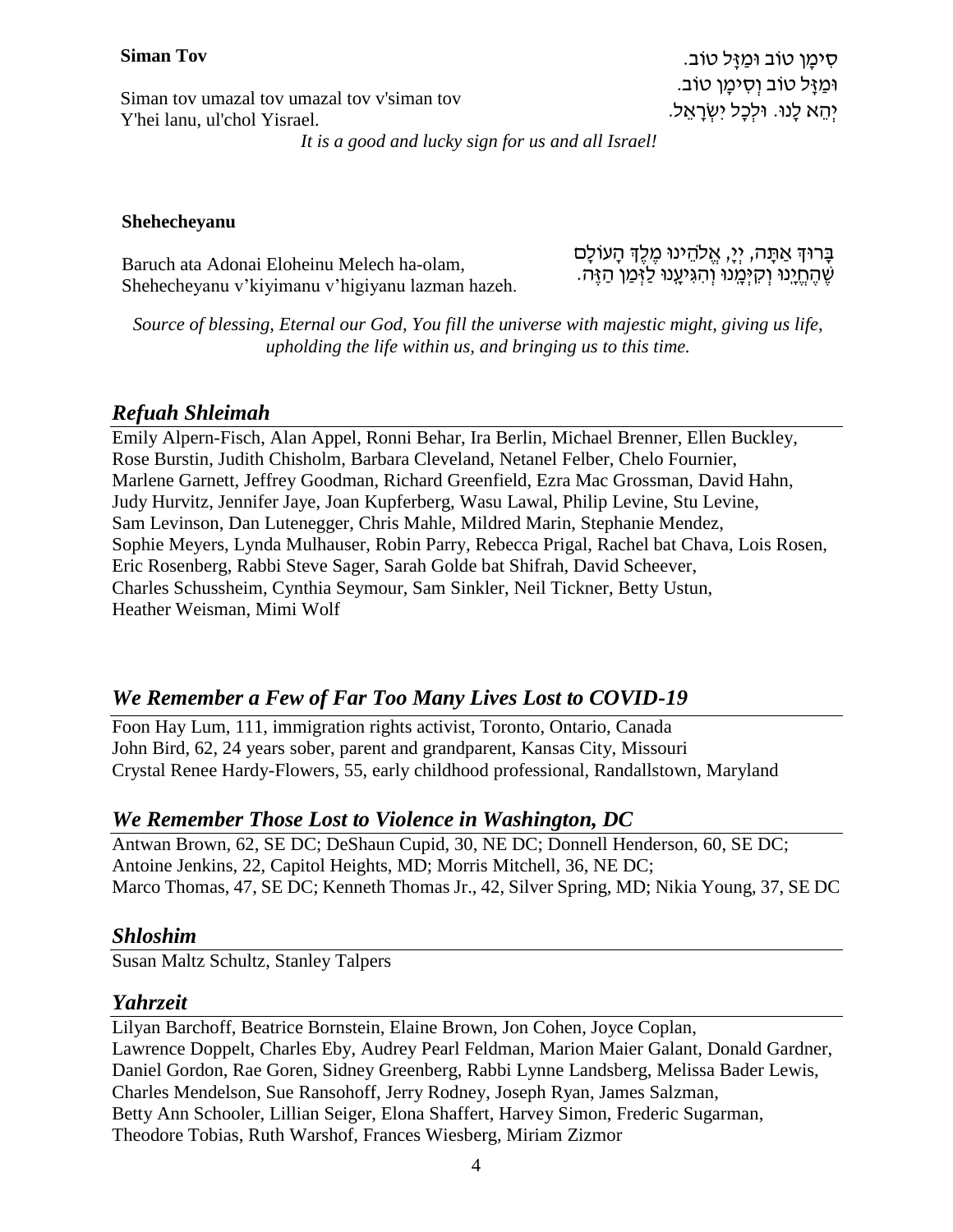**Siman Tov**

סִימָן טוֹב וּמַזָּל טוֹב.
וּמַזָּל טוֹב וְסִימָן טוֹב.
יְהֵא לָנוּ. וּלְכָל יִשְׂרָאֵל.

Siman tov umazal tov umazal tov v'siman tov
Y'hei lanu, ul'chol Yisrael.

*It is a good and lucky sign for us and all Israel!*

**Shehecheyanu**

בָּרוּךְ אַתָּה, יְיָ, אֱלֹהֵינוּ מֶלֶךְ הָעוֹלָם
שֶׁהֶחֱיָנוּ וְקִיְּמָנוּ וְהִגִּיעָנוּ לַזְּמַן הַזֶּה.

Baruch ata Adonai Eloheinu Melech ha-olam,
Shehecheyanu v'kiyimanu v'higiyanu lazman hazeh.

*Source of blessing, Eternal our God, You fill the universe with majestic might, giving us life, upholding the life within us, and bringing us to this time.*

## *Refuah Shleimah*

Emily Alpern-Fisch, Alan Appel, Ronni Behar, Ira Berlin, Michael Brenner, Ellen Buckley, Rose Burstin, Judith Chisholm, Barbara Cleveland, Netanel Felber, Chelo Fournier, Marlene Garnett, Jeffrey Goodman, Richard Greenfield, Ezra Mac Grossman, David Hahn, Judy Hurvitz, Jennifer Jaye, Joan Kupferberg, Wasu Lawal, Philip Levine, Stu Levine, Sam Levinson, Dan Lutenegger, Chris Mahle, Mildred Marin, Stephanie Mendez, Sophie Meyers, Lynda Mulhauser, Robin Parry, Rebecca Prigal, Rachel bat Chava, Lois Rosen, Eric Rosenberg, Rabbi Steve Sager, Sarah Golde bat Shifrah, David Scheever, Charles Schussheim, Cynthia Seymour, Sam Sinkler, Neil Tickner, Betty Ustun, Heather Weisman, Mimi Wolf

## *We Remember a Few of Far Too Many Lives Lost to COVID-19*

Foon Hay Lum, 111, immigration rights activist, Toronto, Ontario, Canada
John Bird, 62, 24 years sober, parent and grandparent, Kansas City, Missouri
Crystal Renee Hardy-Flowers, 55, early childhood professional, Randallstown, Maryland

## *We Remember Those Lost to Violence in Washington, DC*

Antwan Brown, 62, SE DC; DeShaun Cupid, 30, NE DC; Donnell Henderson, 60, SE DC; Antoine Jenkins, 22, Capitol Heights, MD; Morris Mitchell, 36, NE DC; Marco Thomas, 47, SE DC; Kenneth Thomas Jr., 42, Silver Spring, MD; Nikia Young, 37, SE DC

## *Shloshim*

Susan Maltz Schultz, Stanley Talpers

## *Yahrzeit*

Lilyan Barchoff, Beatrice Bornstein, Elaine Brown, Jon Cohen, Joyce Coplan, Lawrence Doppelt, Charles Eby, Audrey Pearl Feldman, Marion Maier Galant, Donald Gardner, Daniel Gordon, Rae Goren, Sidney Greenberg, Rabbi Lynne Landsberg, Melissa Bader Lewis, Charles Mendelson, Sue Ransohoff, Jerry Rodney, Joseph Ryan, James Salzman, Betty Ann Schooler, Lillian Seiger, Elona Shaffert, Harvey Simon, Frederic Sugarman, Theodore Tobias, Ruth Warshof, Frances Wiesberg, Miriam Zizmor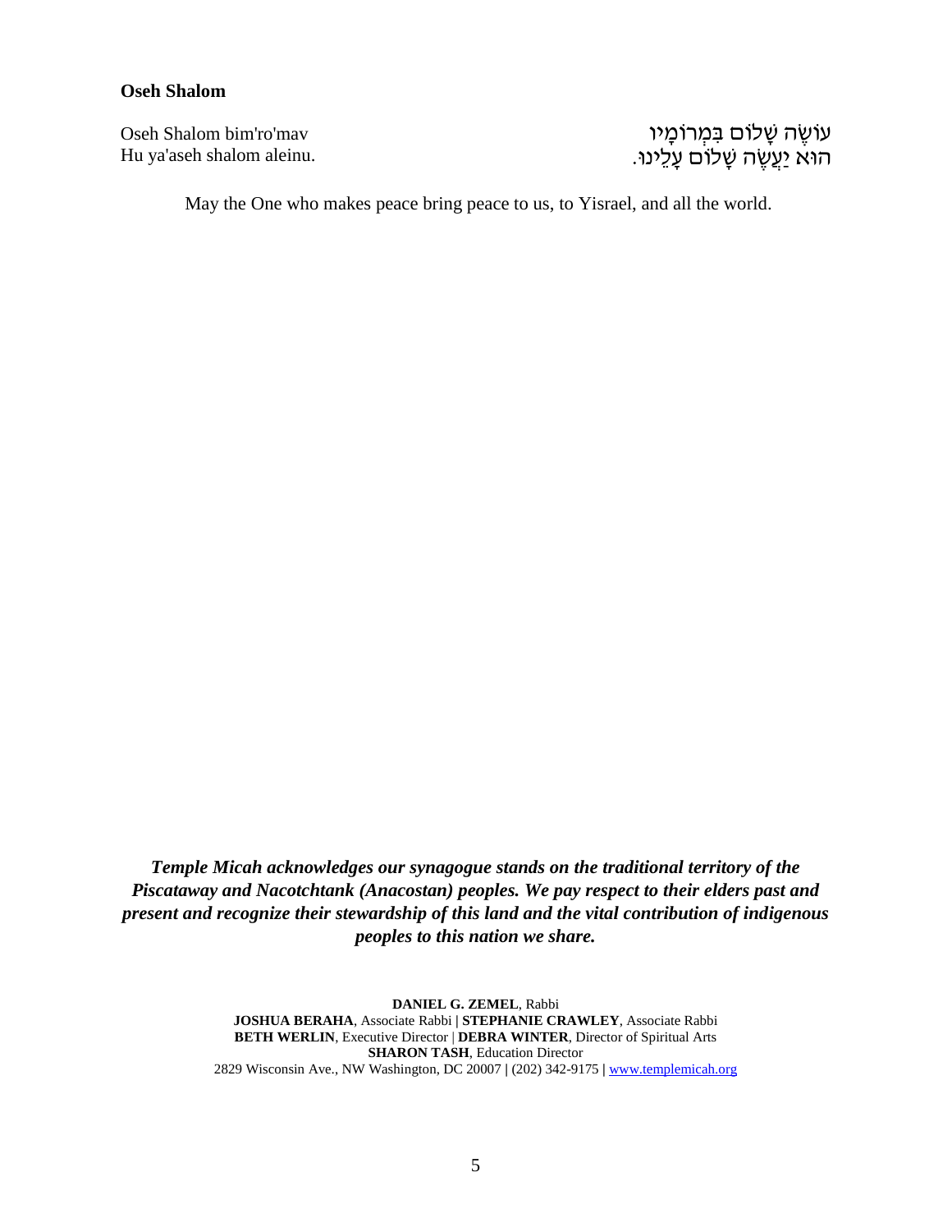**Oseh Shalom**

Oseh Shalom bim'ro'mav
Hu ya'aseh shalom aleinu.

עוֹשֶׂה שָׁלוֹם בִּמְרוֹמָיו
הוּא יַעֲשֶׂה שָׁלוֹם עָלֵינוּ.

May the One who makes peace bring peace to us, to Yisrael, and all the world.

***Temple Micah acknowledges our synagogue stands on the traditional territory of the Piscataway and Nacotchtank (Anacostan) peoples. We pay respect to their elders past and present and recognize their stewardship of this land and the vital contribution of indigenous peoples to this nation we share.***

**DANIEL G. ZEMEL**, Rabbi
**JOSHUA BERAHA**, Associate Rabbi | **STEPHANIE CRAWLEY**, Associate Rabbi
**BETH WERLIN**, Executive Director | **DEBRA WINTER**, Director of Spiritual Arts
**SHARON TASH**, Education Director
2829 Wisconsin Ave., NW Washington, DC 20007 | (202) 342-9175 | www.templemicah.org